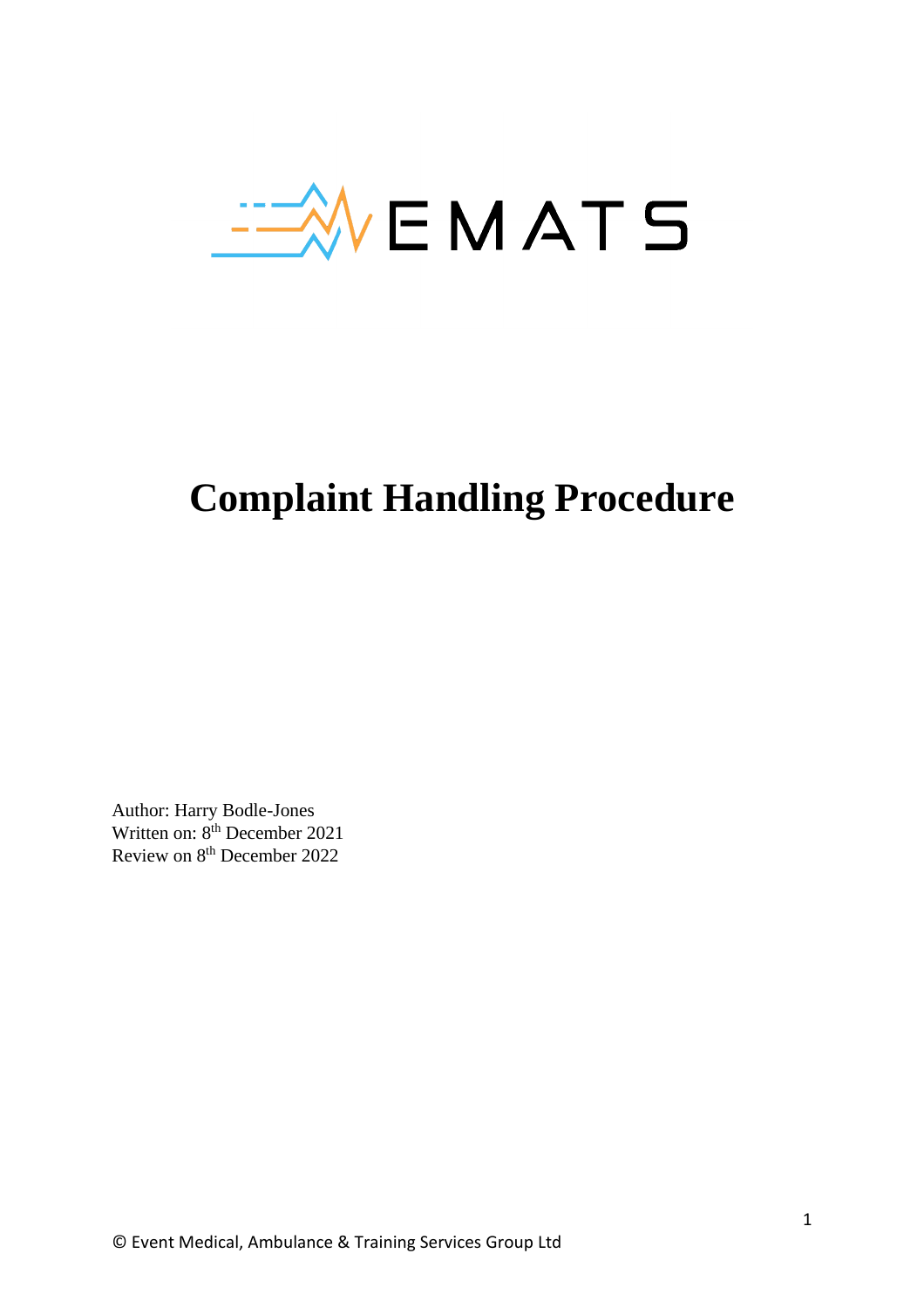EMATS

# Complaint Handling Procedure

Author: Harry Bodle-Jones
Written on: 8th December 2021
Review on 8th December 2022

© Event Medical, Ambulance & Training Services Group Ltd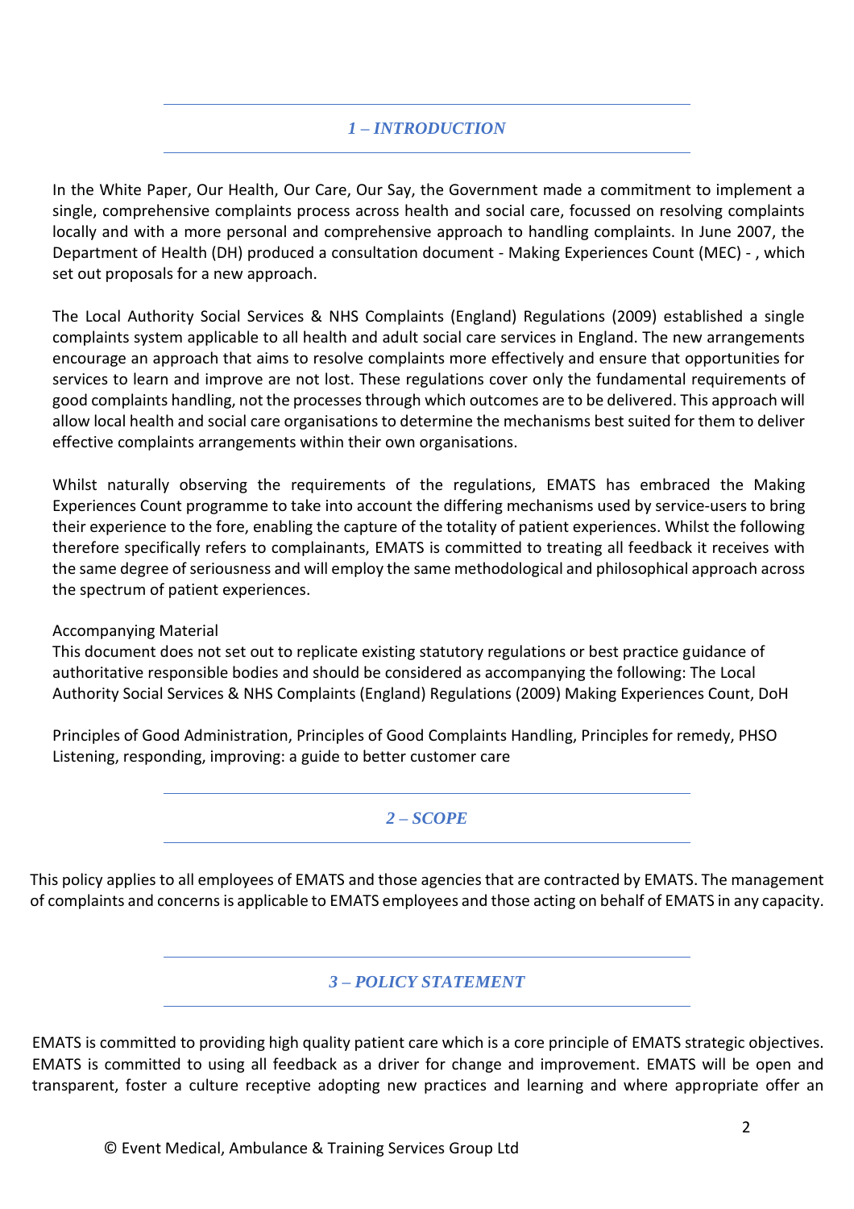## 1 – INTRODUCTION

In the White Paper, Our Health, Our Care, Our Say, the Government made a commitment to implement a single, comprehensive complaints process across health and social care, focussed on resolving complaints locally and with a more personal and comprehensive approach to handling complaints. In June 2007, the Department of Health (DH) produced a consultation document - Making Experiences Count (MEC) - , which set out proposals for a new approach.

The Local Authority Social Services & NHS Complaints (England) Regulations (2009) established a single complaints system applicable to all health and adult social care services in England. The new arrangements encourage an approach that aims to resolve complaints more effectively and ensure that opportunities for services to learn and improve are not lost. These regulations cover only the fundamental requirements of good complaints handling, not the processes through which outcomes are to be delivered. This approach will allow local health and social care organisations to determine the mechanisms best suited for them to deliver effective complaints arrangements within their own organisations.

Whilst naturally observing the requirements of the regulations, EMATS has embraced the Making Experiences Count programme to take into account the differing mechanisms used by service-users to bring their experience to the fore, enabling the capture of the totality of patient experiences. Whilst the following therefore specifically refers to complainants, EMATS is committed to treating all feedback it receives with the same degree of seriousness and will employ the same methodological and philosophical approach across the spectrum of patient experiences.

Accompanying Material
This document does not set out to replicate existing statutory regulations or best practice guidance of authoritative responsible bodies and should be considered as accompanying the following: The Local Authority Social Services & NHS Complaints (England) Regulations (2009) Making Experiences Count, DoH

Principles of Good Administration, Principles of Good Complaints Handling, Principles for remedy, PHSO
Listening, responding, improving: a guide to better customer care

## 2 – SCOPE

This policy applies to all employees of EMATS and those agencies that are contracted by EMATS. The management of complaints and concerns is applicable to EMATS employees and those acting on behalf of EMATS in any capacity.

## 3 – POLICY STATEMENT

EMATS is committed to providing high quality patient care which is a core principle of EMATS strategic objectives. EMATS is committed to using all feedback as a driver for change and improvement. EMATS will be open and transparent, foster a culture receptive adopting new practices and learning and where appropriate offer an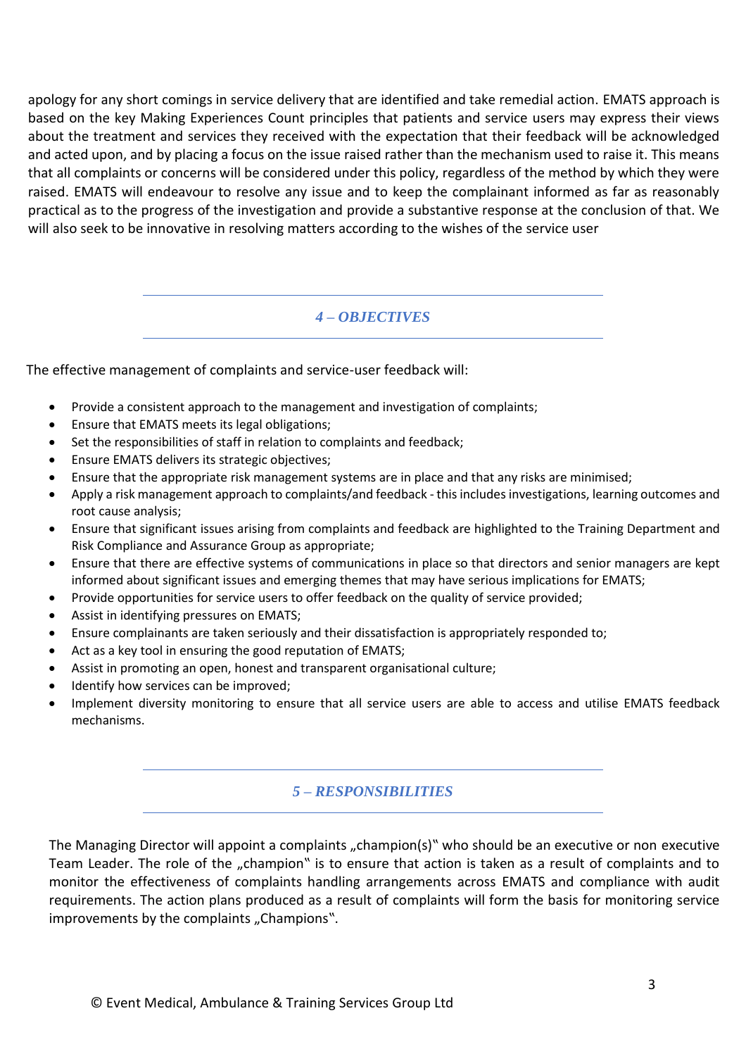apology for any short comings in service delivery that are identified and take remedial action. EMATS approach is based on the key Making Experiences Count principles that patients and service users may express their views about the treatment and services they received with the expectation that their feedback will be acknowledged and acted upon, and by placing a focus on the issue raised rather than the mechanism used to raise it. This means that all complaints or concerns will be considered under this policy, regardless of the method by which they were raised. EMATS will endeavour to resolve any issue and to keep the complainant informed as far as reasonably practical as to the progress of the investigation and provide a substantive response at the conclusion of that. We will also seek to be innovative in resolving matters according to the wishes of the service user

## *4 – OBJECTIVES*

The effective management of complaints and service-user feedback will:

- Provide a consistent approach to the management and investigation of complaints;
- Ensure that EMATS meets its legal obligations;
- Set the responsibilities of staff in relation to complaints and feedback;
- Ensure EMATS delivers its strategic objectives;
- Ensure that the appropriate risk management systems are in place and that any risks are minimised;
- Apply a risk management approach to complaints/and feedback - this includes investigations, learning outcomes and root cause analysis;
- Ensure that significant issues arising from complaints and feedback are highlighted to the Training Department and Risk Compliance and Assurance Group as appropriate;
- Ensure that there are effective systems of communications in place so that directors and senior managers are kept informed about significant issues and emerging themes that may have serious implications for EMATS;
- Provide opportunities for service users to offer feedback on the quality of service provided;
- Assist in identifying pressures on EMATS;
- Ensure complainants are taken seriously and their dissatisfaction is appropriately responded to;
- Act as a key tool in ensuring the good reputation of EMATS;
- Assist in promoting an open, honest and transparent organisational culture;
- Identify how services can be improved;
- Implement diversity monitoring to ensure that all service users are able to access and utilise EMATS feedback mechanisms.

## *5 – RESPONSIBILITIES*

The Managing Director will appoint a complaints „champion(s)‟ who should be an executive or non executive Team Leader. The role of the „champion‟ is to ensure that action is taken as a result of complaints and to monitor the effectiveness of complaints handling arrangements across EMATS and compliance with audit requirements. The action plans produced as a result of complaints will form the basis for monitoring service improvements by the complaints „Champions‟.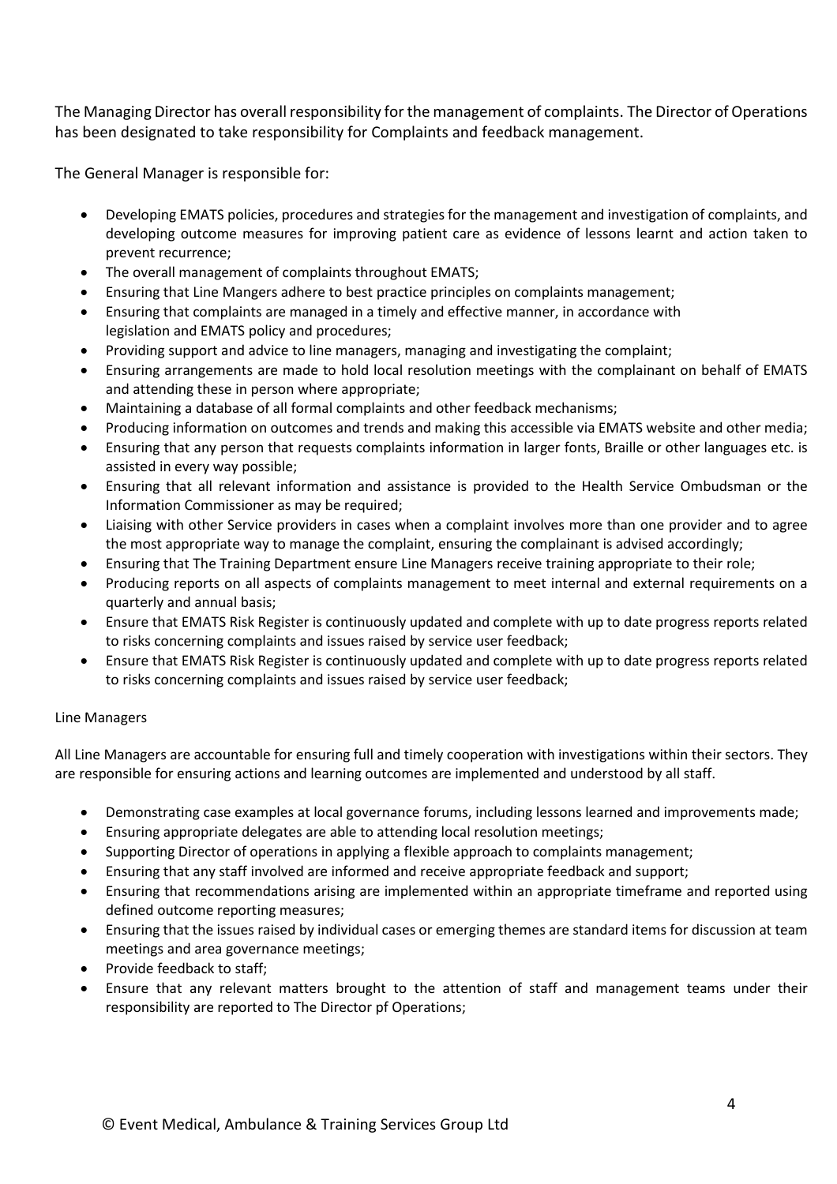The Managing Director has overall responsibility for the management of complaints. The Director of Operations has been designated to take responsibility for Complaints and feedback management.

The General Manager is responsible for:

- Developing EMATS policies, procedures and strategies for the management and investigation of complaints, and developing outcome measures for improving patient care as evidence of lessons learnt and action taken to prevent recurrence;
- The overall management of complaints throughout EMATS;
- Ensuring that Line Mangers adhere to best practice principles on complaints management;
- Ensuring that complaints are managed in a timely and effective manner, in accordance with legislation and EMATS policy and procedures;
- Providing support and advice to line managers, managing and investigating the complaint;
- Ensuring arrangements are made to hold local resolution meetings with the complainant on behalf of EMATS and attending these in person where appropriate;
- Maintaining a database of all formal complaints and other feedback mechanisms;
- Producing information on outcomes and trends and making this accessible via EMATS website and other media;
- Ensuring that any person that requests complaints information in larger fonts, Braille or other languages etc. is assisted in every way possible;
- Ensuring that all relevant information and assistance is provided to the Health Service Ombudsman or the Information Commissioner as may be required;
- Liaising with other Service providers in cases when a complaint involves more than one provider and to agree the most appropriate way to manage the complaint, ensuring the complainant is advised accordingly;
- Ensuring that The Training Department ensure Line Managers receive training appropriate to their role;
- Producing reports on all aspects of complaints management to meet internal and external requirements on a quarterly and annual basis;
- Ensure that EMATS Risk Register is continuously updated and complete with up to date progress reports related to risks concerning complaints and issues raised by service user feedback;
- Ensure that EMATS Risk Register is continuously updated and complete with up to date progress reports related to risks concerning complaints and issues raised by service user feedback;

Line Managers

All Line Managers are accountable for ensuring full and timely cooperation with investigations within their sectors. They are responsible for ensuring actions and learning outcomes are implemented and understood by all staff.

- Demonstrating case examples at local governance forums, including lessons learned and improvements made;
- Ensuring appropriate delegates are able to attending local resolution meetings;
- Supporting Director of operations in applying a flexible approach to complaints management;
- Ensuring that any staff involved are informed and receive appropriate feedback and support;
- Ensuring that recommendations arising are implemented within an appropriate timeframe and reported using defined outcome reporting measures;
- Ensuring that the issues raised by individual cases or emerging themes are standard items for discussion at team meetings and area governance meetings;
- Provide feedback to staff;
- Ensure that any relevant matters brought to the attention of staff and management teams under their responsibility are reported to The Director pf Operations;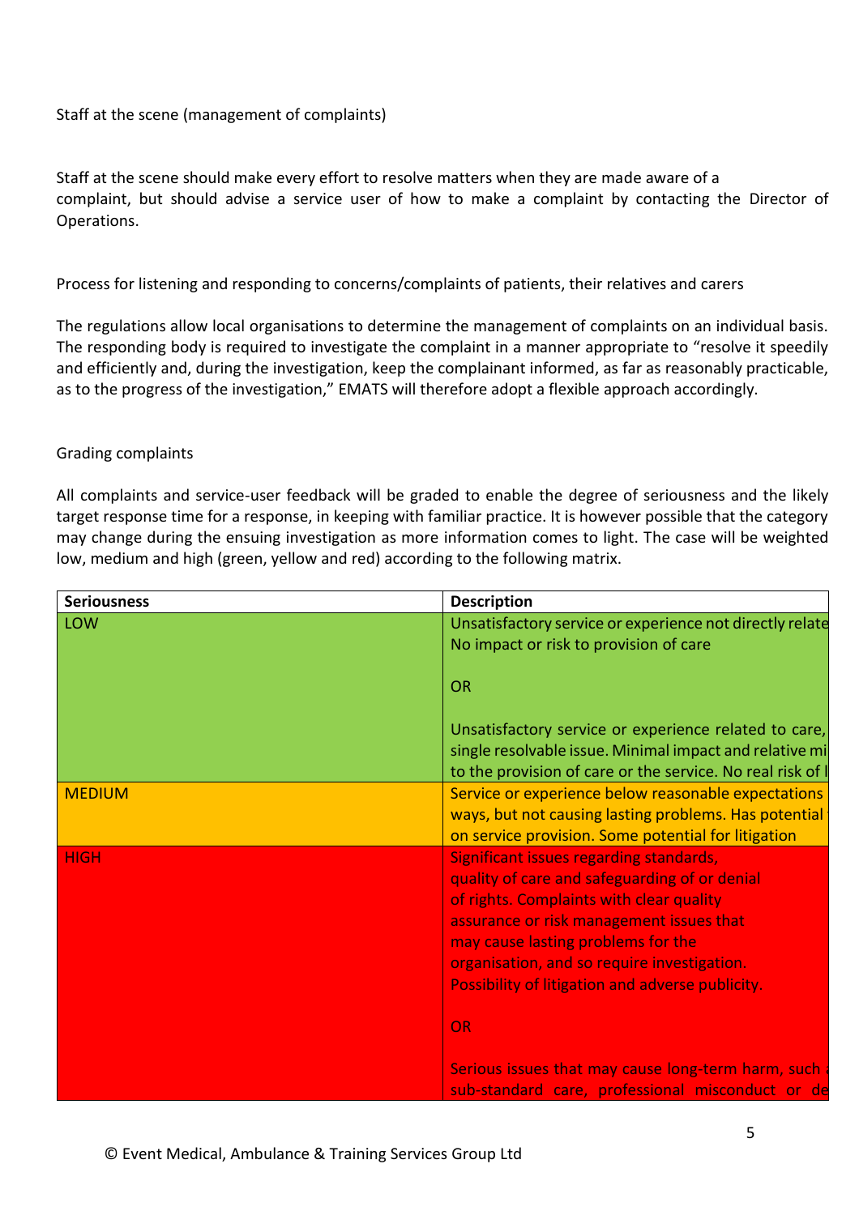Staff at the scene (management of complaints)

Staff at the scene should make every effort to resolve matters when they are made aware of a complaint, but should advise a service user of how to make a complaint by contacting the Director of Operations.

Process for listening and responding to concerns/complaints of patients, their relatives and carers

The regulations allow local organisations to determine the management of complaints on an individual basis. The responding body is required to investigate the complaint in a manner appropriate to "resolve it speedily and efficiently and, during the investigation, keep the complainant informed, as far as reasonably practicable, as to the progress of the investigation," EMATS will therefore adopt a flexible approach accordingly.

Grading complaints

All complaints and service-user feedback will be graded to enable the degree of seriousness and the likely target response time for a response, in keeping with familiar practice. It is however possible that the category may change during the ensuing investigation as more information comes to light. The case will be weighted low, medium and high (green, yellow and red) according to the following matrix.

| Seriousness | Description |
|---|---|
| LOW | Unsatisfactory service or experience not directly relate No impact or risk to provision of care<br><br>OR<br><br>Unsatisfactory service or experience related to care, single resolvable issue. Minimal impact and relative mi to the provision of care or the service. No real risk of l |
| MEDIUM | Service or experience below reasonable expectations ways, but not causing lasting problems. Has potential on service provision. Some potential for litigation |
| HIGH | Significant issues regarding standards, quality of care and safeguarding of or denial of rights. Complaints with clear quality assurance or risk management issues that may cause lasting problems for the organisation, and so require investigation. Possibility of litigation and adverse publicity.<br><br>OR<br><br>Serious issues that may cause long-term harm, such sub-standard care, professional misconduct or de |

© Event Medical, Ambulance & Training Services Group Ltd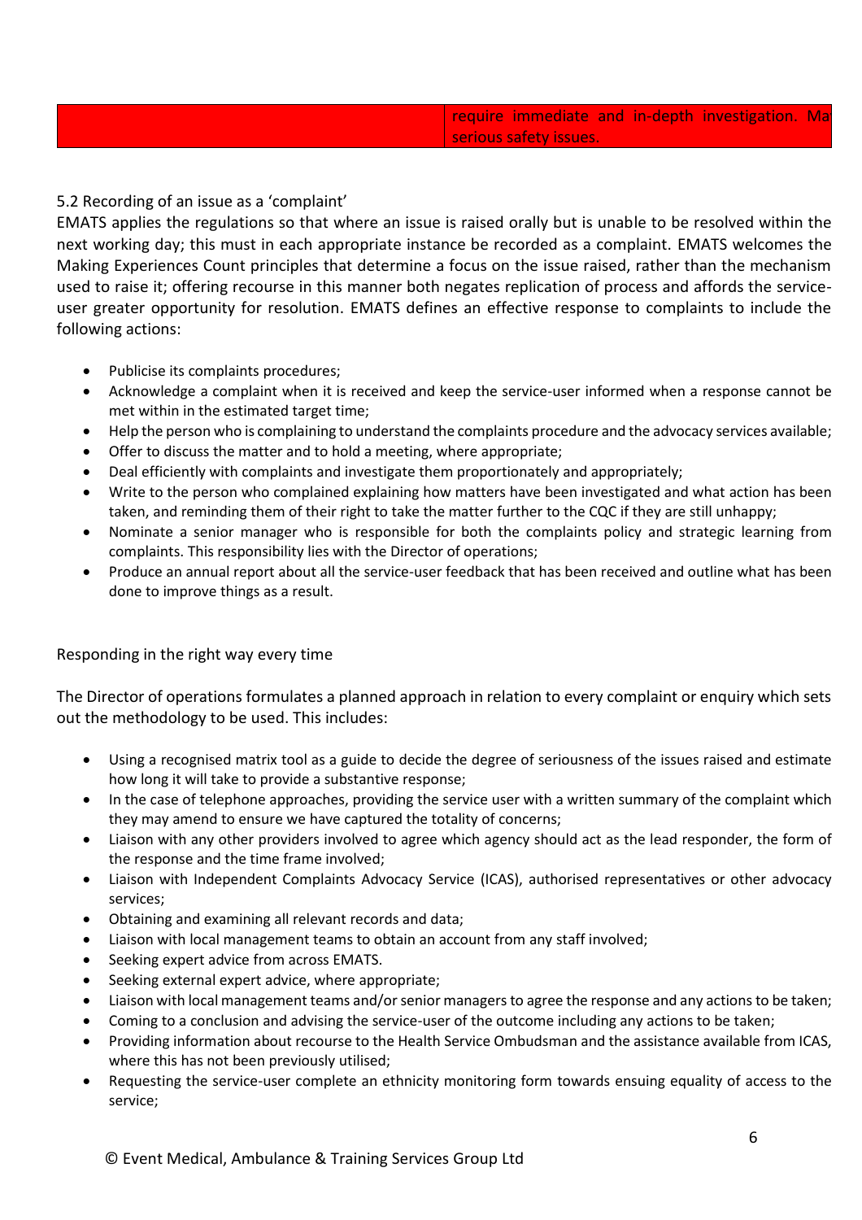| | require immediate and in-depth investigation. Ma serious safety issues. |
|---|---|

5.2 Recording of an issue as a 'complaint'

EMATS applies the regulations so that where an issue is raised orally but is unable to be resolved within the next working day; this must in each appropriate instance be recorded as a complaint. EMATS welcomes the Making Experiences Count principles that determine a focus on the issue raised, rather than the mechanism used to raise it; offering recourse in this manner both negates replication of process and affords the service-user greater opportunity for resolution. EMATS defines an effective response to complaints to include the following actions:

- Publicise its complaints procedures;
- Acknowledge a complaint when it is received and keep the service-user informed when a response cannot be met within in the estimated target time;
- Help the person who is complaining to understand the complaints procedure and the advocacy services available;
- Offer to discuss the matter and to hold a meeting, where appropriate;
- Deal efficiently with complaints and investigate them proportionately and appropriately;
- Write to the person who complained explaining how matters have been investigated and what action has been taken, and reminding them of their right to take the matter further to the CQC if they are still unhappy;
- Nominate a senior manager who is responsible for both the complaints policy and strategic learning from complaints. This responsibility lies with the Director of operations;
- Produce an annual report about all the service-user feedback that has been received and outline what has been done to improve things as a result.

Responding in the right way every time

The Director of operations formulates a planned approach in relation to every complaint or enquiry which sets out the methodology to be used. This includes:

- Using a recognised matrix tool as a guide to decide the degree of seriousness of the issues raised and estimate how long it will take to provide a substantive response;
- In the case of telephone approaches, providing the service user with a written summary of the complaint which they may amend to ensure we have captured the totality of concerns;
- Liaison with any other providers involved to agree which agency should act as the lead responder, the form of the response and the time frame involved;
- Liaison with Independent Complaints Advocacy Service (ICAS), authorised representatives or other advocacy services;
- Obtaining and examining all relevant records and data;
- Liaison with local management teams to obtain an account from any staff involved;
- Seeking expert advice from across EMATS.
- Seeking external expert advice, where appropriate;
- Liaison with local management teams and/or senior managers to agree the response and any actions to be taken;
- Coming to a conclusion and advising the service-user of the outcome including any actions to be taken;
- Providing information about recourse to the Health Service Ombudsman and the assistance available from ICAS, where this has not been previously utilised;
- Requesting the service-user complete an ethnicity monitoring form towards ensuing equality of access to the service;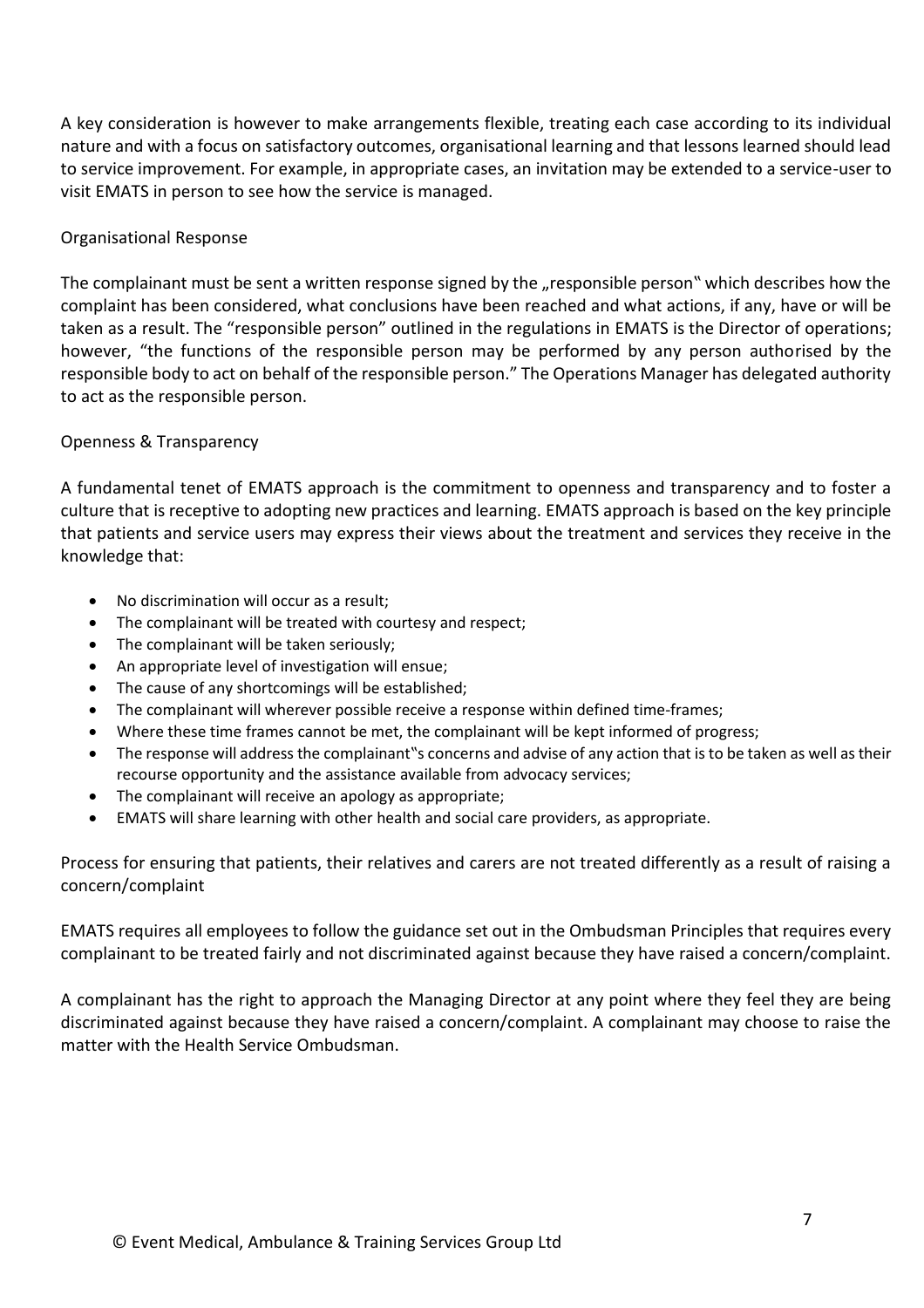A key consideration is however to make arrangements flexible, treating each case according to its individual nature and with a focus on satisfactory outcomes, organisational learning and that lessons learned should lead to service improvement. For example, in appropriate cases, an invitation may be extended to a service-user to visit EMATS in person to see how the service is managed.

## Organisational Response

The complainant must be sent a written response signed by the „responsible person‟ which describes how the complaint has been considered, what conclusions have been reached and what actions, if any, have or will be taken as a result. The "responsible person" outlined in the regulations in EMATS is the Director of operations; however, "the functions of the responsible person may be performed by any person authorised by the responsible body to act on behalf of the responsible person." The Operations Manager has delegated authority to act as the responsible person.

## Openness & Transparency

A fundamental tenet of EMATS approach is the commitment to openness and transparency and to foster a culture that is receptive to adopting new practices and learning. EMATS approach is based on the key principle that patients and service users may express their views about the treatment and services they receive in the knowledge that:

- No discrimination will occur as a result;
- The complainant will be treated with courtesy and respect;
- The complainant will be taken seriously;
- An appropriate level of investigation will ensue;
- The cause of any shortcomings will be established;
- The complainant will wherever possible receive a response within defined time-frames;
- Where these time frames cannot be met, the complainant will be kept informed of progress;
- The response will address the complainant‟s concerns and advise of any action that is to be taken as well as their recourse opportunity and the assistance available from advocacy services;
- The complainant will receive an apology as appropriate;
- EMATS will share learning with other health and social care providers, as appropriate.

## Process for ensuring that patients, their relatives and carers are not treated differently as a result of raising a concern/complaint

EMATS requires all employees to follow the guidance set out in the Ombudsman Principles that requires every complainant to be treated fairly and not discriminated against because they have raised a concern/complaint.

A complainant has the right to approach the Managing Director at any point where they feel they are being discriminated against because they have raised a concern/complaint. A complainant may choose to raise the matter with the Health Service Ombudsman.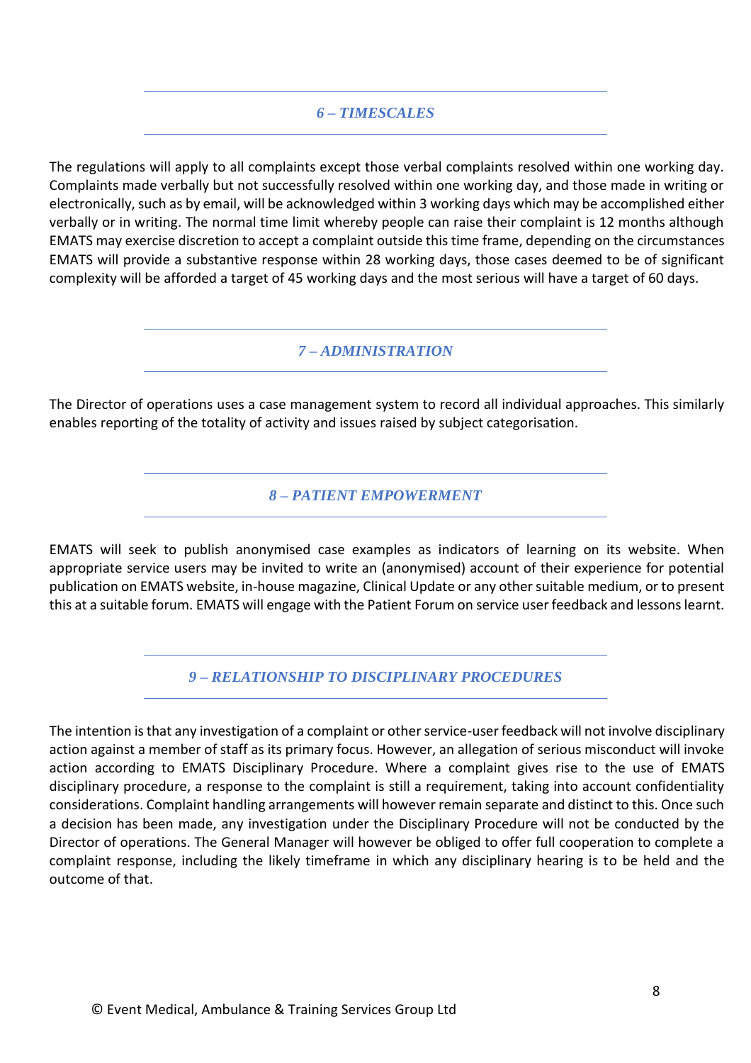## *6 – TIMESCALES*

The regulations will apply to all complaints except those verbal complaints resolved within one working day. Complaints made verbally but not successfully resolved within one working day, and those made in writing or electronically, such as by email, will be acknowledged within 3 working days which may be accomplished either verbally or in writing. The normal time limit whereby people can raise their complaint is 12 months although EMATS may exercise discretion to accept a complaint outside this time frame, depending on the circumstances EMATS will provide a substantive response within 28 working days, those cases deemed to be of significant complexity will be afforded a target of 45 working days and the most serious will have a target of 60 days.

## *7 – ADMINISTRATION*

The Director of operations uses a case management system to record all individual approaches. This similarly enables reporting of the totality of activity and issues raised by subject categorisation.

## *8 – PATIENT EMPOWERMENT*

EMATS will seek to publish anonymised case examples as indicators of learning on its website. When appropriate service users may be invited to write an (anonymised) account of their experience for potential publication on EMATS website, in-house magazine, Clinical Update or any other suitable medium, or to present this at a suitable forum. EMATS will engage with the Patient Forum on service user feedback and lessons learnt.

## *9 – RELATIONSHIP TO DISCIPLINARY PROCEDURES*

The intention is that any investigation of a complaint or other service-user feedback will not involve disciplinary action against a member of staff as its primary focus. However, an allegation of serious misconduct will invoke action according to EMATS Disciplinary Procedure. Where a complaint gives rise to the use of EMATS disciplinary procedure, a response to the complaint is still a requirement, taking into account confidentiality considerations. Complaint handling arrangements will however remain separate and distinct to this. Once such a decision has been made, any investigation under the Disciplinary Procedure will not be conducted by the Director of operations. The General Manager will however be obliged to offer full cooperation to complete a complaint response, including the likely timeframe in which any disciplinary hearing is to be held and the outcome of that.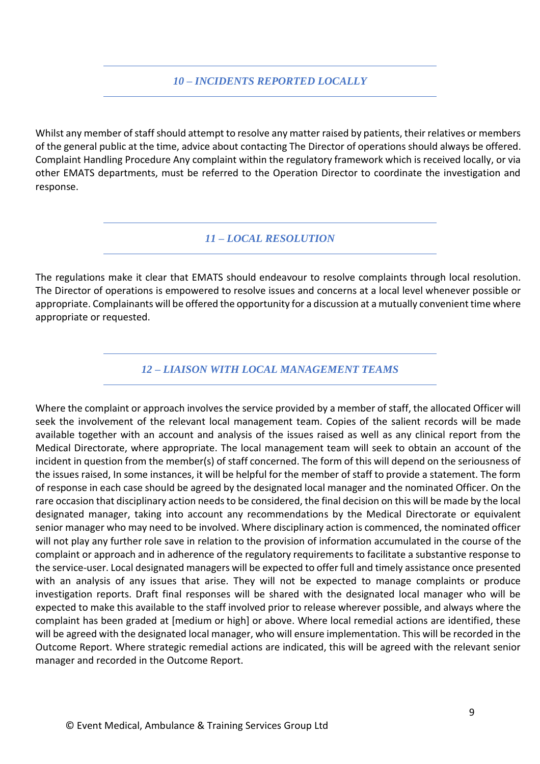## *10 – INCIDENTS REPORTED LOCALLY*

Whilst any member of staff should attempt to resolve any matter raised by patients, their relatives or members of the general public at the time, advice about contacting The Director of operations should always be offered. Complaint Handling Procedure Any complaint within the regulatory framework which is received locally, or via other EMATS departments, must be referred to the Operation Director to coordinate the investigation and response.

## *11 – LOCAL RESOLUTION*

The regulations make it clear that EMATS should endeavour to resolve complaints through local resolution. The Director of operations is empowered to resolve issues and concerns at a local level whenever possible or appropriate. Complainants will be offered the opportunity for a discussion at a mutually convenient time where appropriate or requested.

## *12 – LIAISON WITH LOCAL MANAGEMENT TEAMS*

Where the complaint or approach involves the service provided by a member of staff, the allocated Officer will seek the involvement of the relevant local management team. Copies of the salient records will be made available together with an account and analysis of the issues raised as well as any clinical report from the Medical Directorate, where appropriate. The local management team will seek to obtain an account of the incident in question from the member(s) of staff concerned. The form of this will depend on the seriousness of the issues raised, In some instances, it will be helpful for the member of staff to provide a statement. The form of response in each case should be agreed by the designated local manager and the nominated Officer. On the rare occasion that disciplinary action needs to be considered, the final decision on this will be made by the local designated manager, taking into account any recommendations by the Medical Directorate or equivalent senior manager who may need to be involved. Where disciplinary action is commenced, the nominated officer will not play any further role save in relation to the provision of information accumulated in the course of the complaint or approach and in adherence of the regulatory requirements to facilitate a substantive response to the service-user. Local designated managers will be expected to offer full and timely assistance once presented with an analysis of any issues that arise. They will not be expected to manage complaints or produce investigation reports. Draft final responses will be shared with the designated local manager who will be expected to make this available to the staff involved prior to release wherever possible, and always where the complaint has been graded at [medium or high] or above. Where local remedial actions are identified, these will be agreed with the designated local manager, who will ensure implementation. This will be recorded in the Outcome Report. Where strategic remedial actions are indicated, this will be agreed with the relevant senior manager and recorded in the Outcome Report.

© Event Medical, Ambulance & Training Services Group Ltd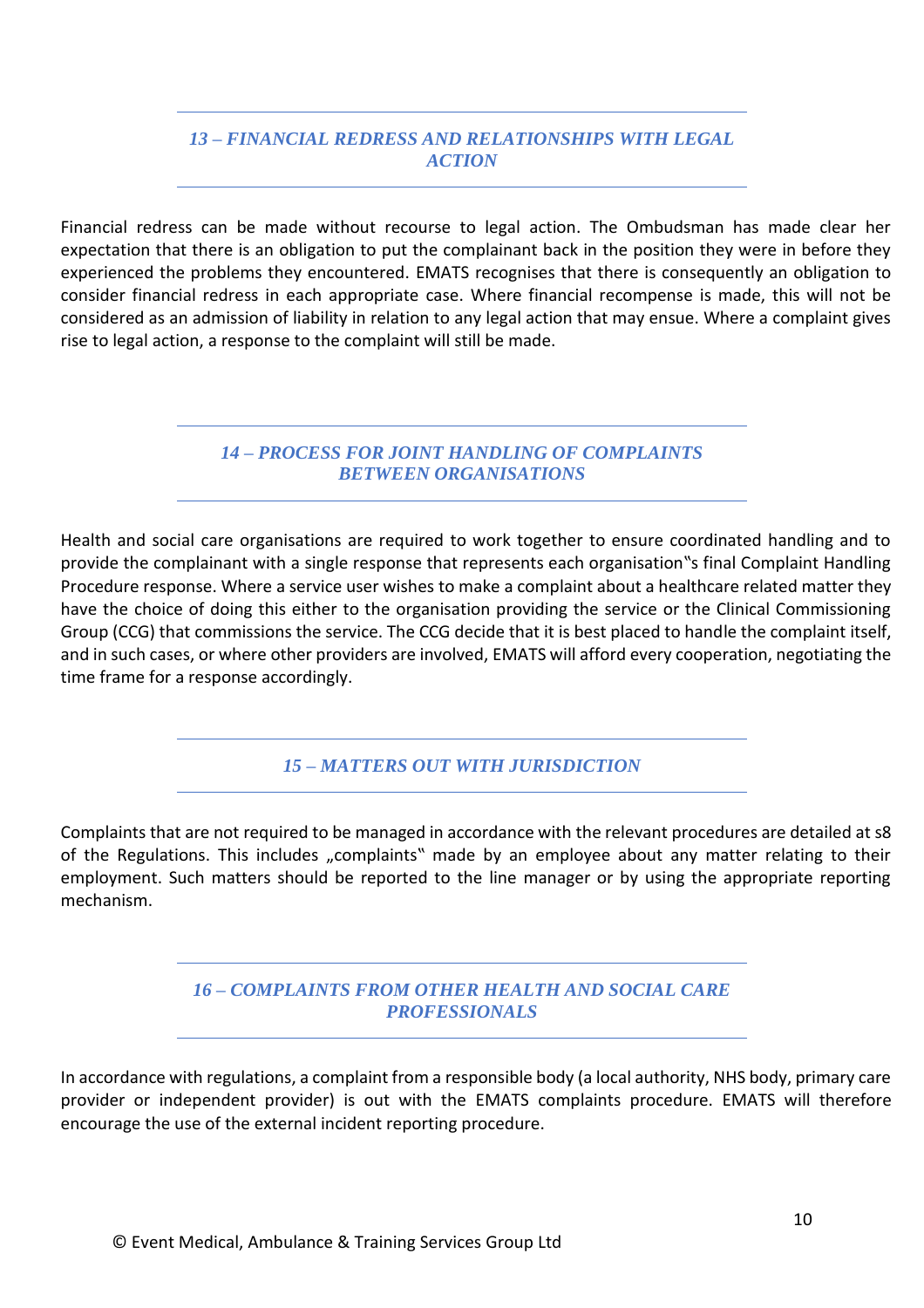## *13 – FINANCIAL REDRESS AND RELATIONSHIPS WITH LEGAL ACTION*

Financial redress can be made without recourse to legal action. The Ombudsman has made clear her expectation that there is an obligation to put the complainant back in the position they were in before they experienced the problems they encountered. EMATS recognises that there is consequently an obligation to consider financial redress in each appropriate case. Where financial recompense is made, this will not be considered as an admission of liability in relation to any legal action that may ensue. Where a complaint gives rise to legal action, a response to the complaint will still be made.

## *14 – PROCESS FOR JOINT HANDLING OF COMPLAINTS BETWEEN ORGANISATIONS*

Health and social care organisations are required to work together to ensure coordinated handling and to provide the complainant with a single response that represents each organisation‟s final Complaint Handling Procedure response. Where a service user wishes to make a complaint about a healthcare related matter they have the choice of doing this either to the organisation providing the service or the Clinical Commissioning Group (CCG) that commissions the service. The CCG decide that it is best placed to handle the complaint itself, and in such cases, or where other providers are involved, EMATS will afford every cooperation, negotiating the time frame for a response accordingly.

## *15 – MATTERS OUT WITH JURISDICTION*

Complaints that are not required to be managed in accordance with the relevant procedures are detailed at s8 of the Regulations. This includes „complaints‟ made by an employee about any matter relating to their employment. Such matters should be reported to the line manager or by using the appropriate reporting mechanism.

## *16 – COMPLAINTS FROM OTHER HEALTH AND SOCIAL CARE PROFESSIONALS*

In accordance with regulations, a complaint from a responsible body (a local authority, NHS body, primary care provider or independent provider) is out with the EMATS complaints procedure. EMATS will therefore encourage the use of the external incident reporting procedure.

© Event Medical, Ambulance & Training Services Group Ltd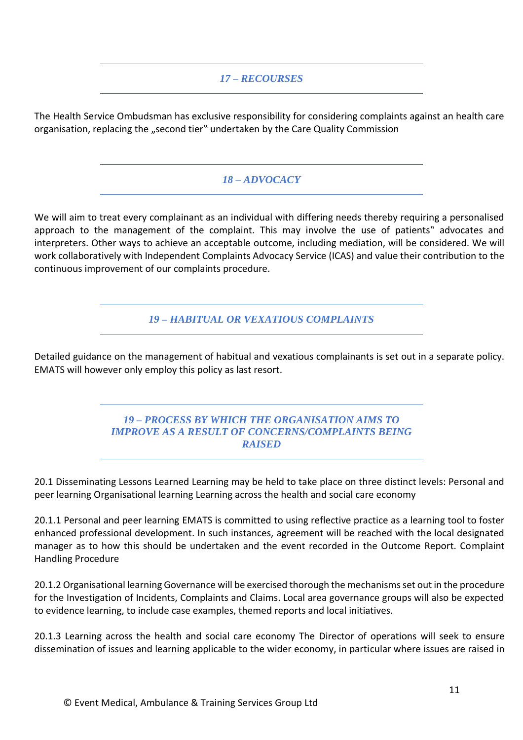## *17 – RECOURSES*

The Health Service Ombudsman has exclusive responsibility for considering complaints against an health care organisation, replacing the „second tier‟ undertaken by the Care Quality Commission

## *18 – ADVOCACY*

We will aim to treat every complainant as an individual with differing needs thereby requiring a personalised approach to the management of the complaint. This may involve the use of patients‟ advocates and interpreters. Other ways to achieve an acceptable outcome, including mediation, will be considered. We will work collaboratively with Independent Complaints Advocacy Service (ICAS) and value their contribution to the continuous improvement of our complaints procedure.

## *19 – HABITUAL OR VEXATIOUS COMPLAINTS*

Detailed guidance on the management of habitual and vexatious complainants is set out in a separate policy. EMATS will however only employ this policy as last resort.

## *19 – PROCESS BY WHICH THE ORGANISATION AIMS TO IMPROVE AS A RESULT OF CONCERNS/COMPLAINTS BEING RAISED*

20.1 Disseminating Lessons Learned Learning may be held to take place on three distinct levels: Personal and peer learning Organisational learning Learning across the health and social care economy

20.1.1 Personal and peer learning EMATS is committed to using reflective practice as a learning tool to foster enhanced professional development. In such instances, agreement will be reached with the local designated manager as to how this should be undertaken and the event recorded in the Outcome Report. Complaint Handling Procedure

20.1.2 Organisational learning Governance will be exercised thorough the mechanisms set out in the procedure for the Investigation of Incidents, Complaints and Claims. Local area governance groups will also be expected to evidence learning, to include case examples, themed reports and local initiatives.

20.1.3 Learning across the health and social care economy The Director of operations will seek to ensure dissemination of issues and learning applicable to the wider economy, in particular where issues are raised in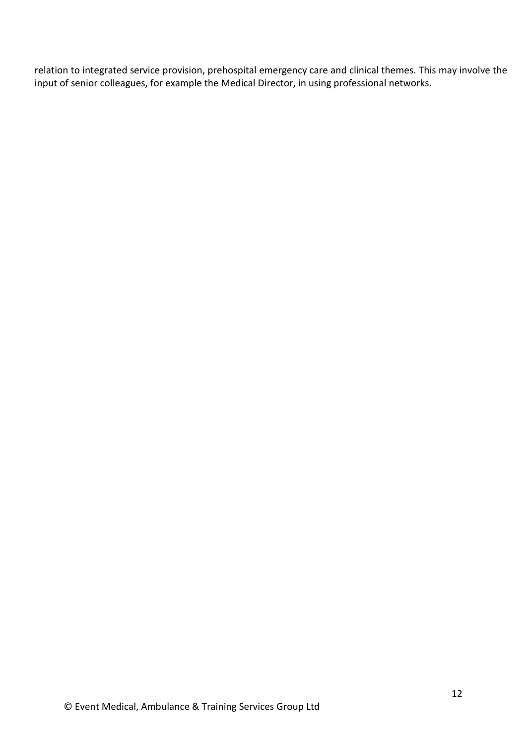relation to integrated service provision, prehospital emergency care and clinical themes. This may involve the input of senior colleagues, for example the Medical Director, in using professional networks.